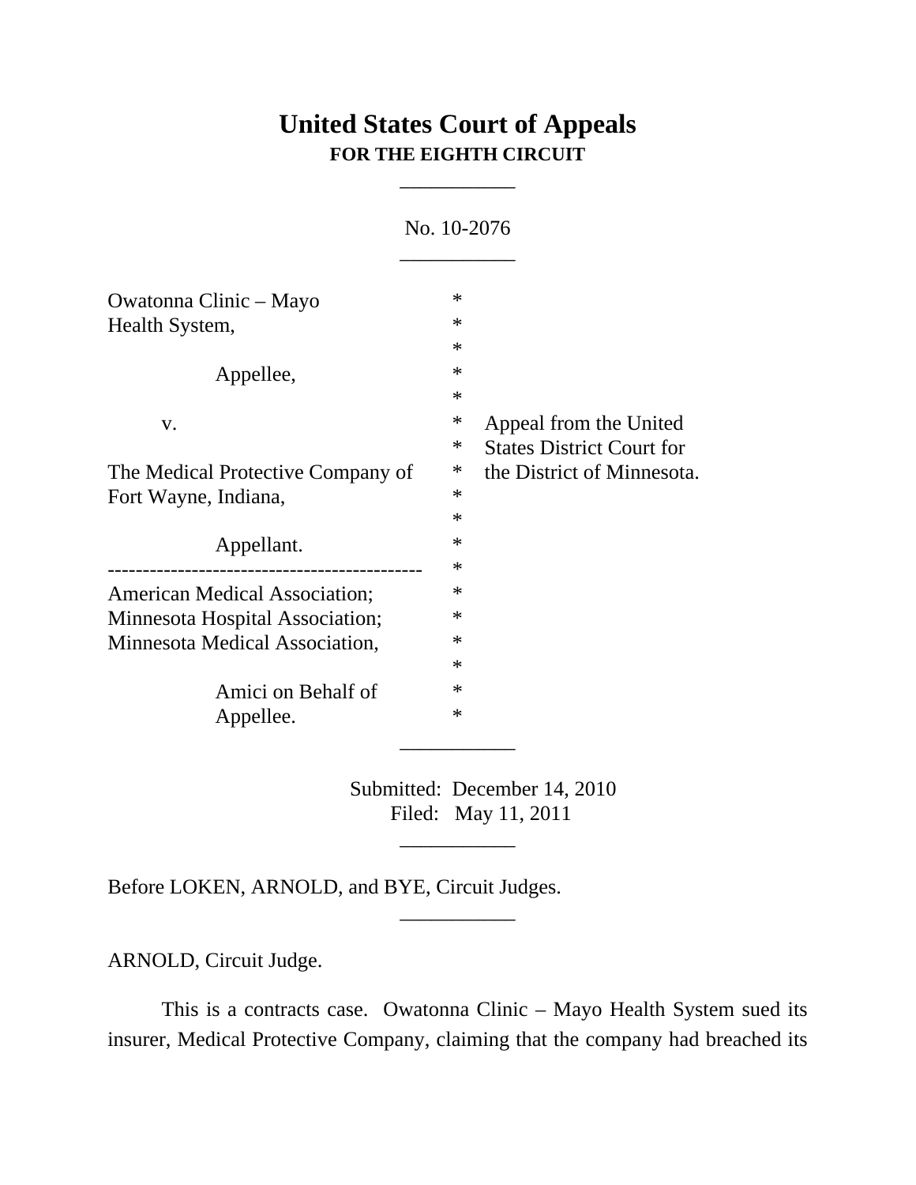# United States Court of Appeals
## FOR THE EIGHTH CIRCUIT

___________

No. 10-2076

___________

Owatonna Clinic – Mayo Health System,

Appellee,

v.

The Medical Protective Company of Fort Wayne, Indiana,

Appellant.

---------------------------------------------

American Medical Association; Minnesota Hospital Association; Minnesota Medical Association,

Amici on Behalf of Appellee.

Appeal from the United States District Court for the District of Minnesota.

___________

Submitted: December 14, 2010
Filed: May 11, 2011

___________

Before LOKEN, ARNOLD, and BYE, Circuit Judges.

___________

ARNOLD, Circuit Judge.

This is a contracts case. Owatonna Clinic – Mayo Health System sued its insurer, Medical Protective Company, claiming that the company had breached its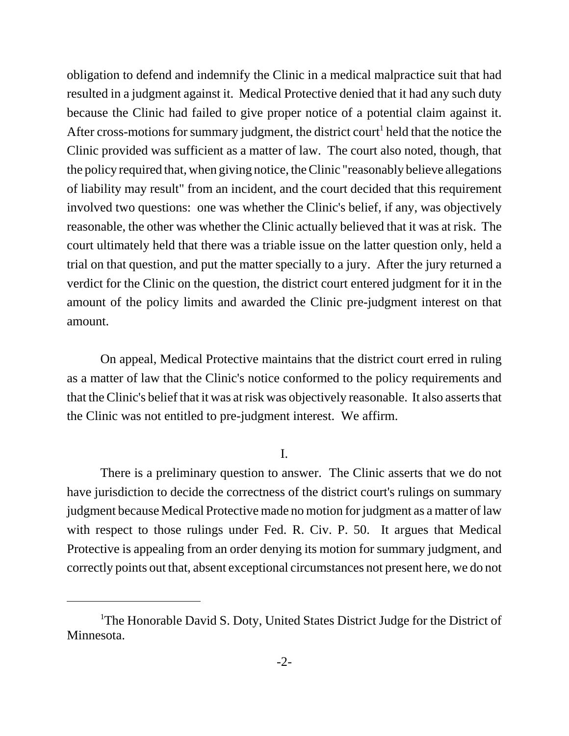obligation to defend and indemnify the Clinic in a medical malpractice suit that had resulted in a judgment against it. Medical Protective denied that it had any such duty because the Clinic had failed to give proper notice of a potential claim against it. After cross-motions for summary judgment, the district court[1] held that the notice the Clinic provided was sufficient as a matter of law. The court also noted, though, that the policy required that, when giving notice, the Clinic "reasonably believe allegations of liability may result" from an incident, and the court decided that this requirement involved two questions: one was whether the Clinic's belief, if any, was objectively reasonable, the other was whether the Clinic actually believed that it was at risk. The court ultimately held that there was a triable issue on the latter question only, held a trial on that question, and put the matter specially to a jury. After the jury returned a verdict for the Clinic on the question, the district court entered judgment for it in the amount of the policy limits and awarded the Clinic pre-judgment interest on that amount.

On appeal, Medical Protective maintains that the district court erred in ruling as a matter of law that the Clinic's notice conformed to the policy requirements and that the Clinic's belief that it was at risk was objectively reasonable. It also asserts that the Clinic was not entitled to pre-judgment interest. We affirm.

## I.

There is a preliminary question to answer. The Clinic asserts that we do not have jurisdiction to decide the correctness of the district court's rulings on summary judgment because Medical Protective made no motion for judgment as a matter of law with respect to those rulings under Fed. R. Civ. P. 50. It argues that Medical Protective is appealing from an order denying its motion for summary judgment, and correctly points out that, absent exceptional circumstances not present here, we do not

---

[1]The Honorable David S. Doty, United States District Judge for the District of Minnesota.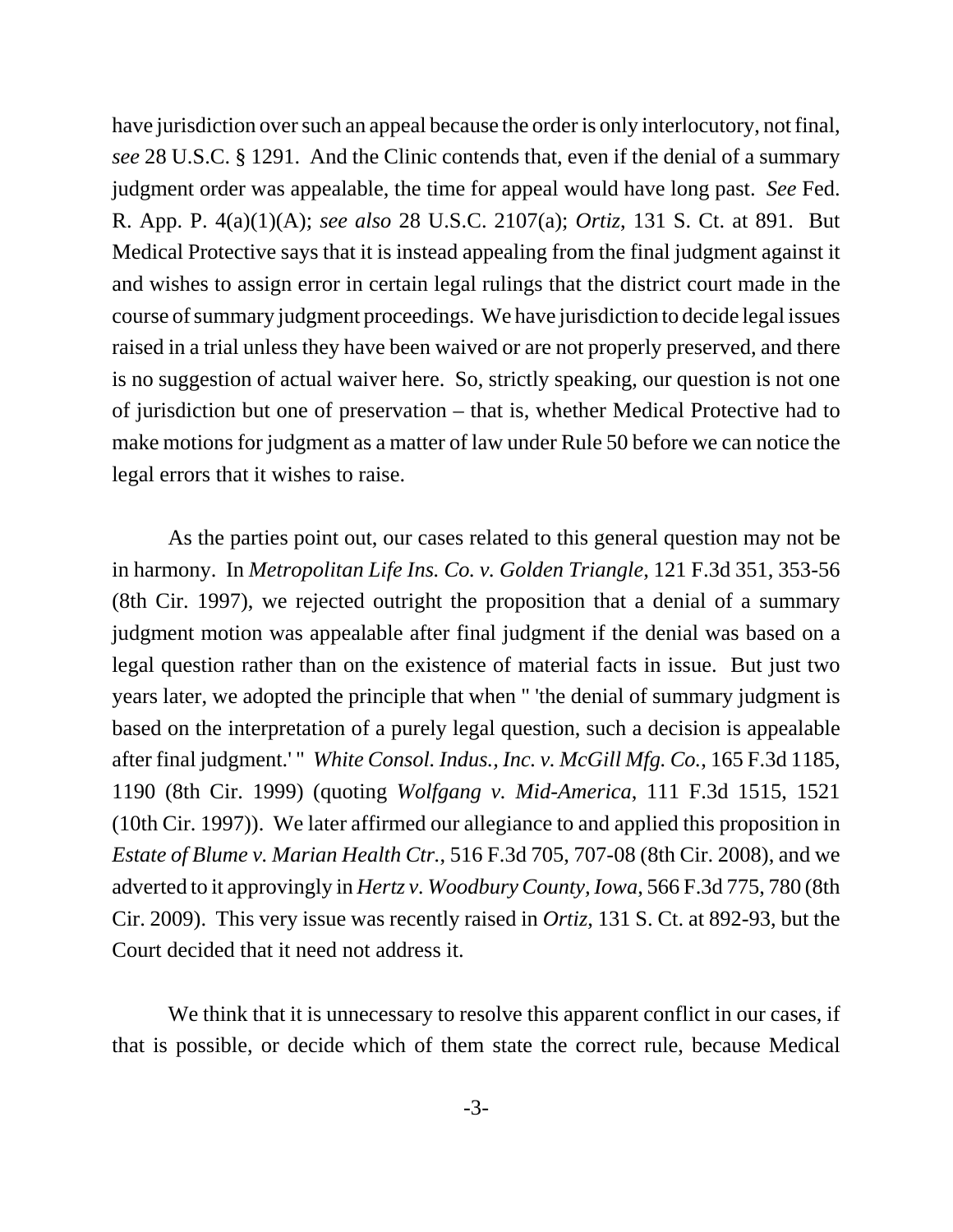have jurisdiction over such an appeal because the order is only interlocutory, not final, *see* 28 U.S.C. § 1291. And the Clinic contends that, even if the denial of a summary judgment order was appealable, the time for appeal would have long past. *See* Fed. R. App. P. 4(a)(1)(A); *see also* 28 U.S.C. 2107(a); *Ortiz*, 131 S. Ct. at 891. But Medical Protective says that it is instead appealing from the final judgment against it and wishes to assign error in certain legal rulings that the district court made in the course of summary judgment proceedings. We have jurisdiction to decide legal issues raised in a trial unless they have been waived or are not properly preserved, and there is no suggestion of actual waiver here. So, strictly speaking, our question is not one of jurisdiction but one of preservation – that is, whether Medical Protective had to make motions for judgment as a matter of law under Rule 50 before we can notice the legal errors that it wishes to raise.

As the parties point out, our cases related to this general question may not be in harmony. In *Metropolitan Life Ins. Co. v. Golden Triangle*, 121 F.3d 351, 353-56 (8th Cir. 1997), we rejected outright the proposition that a denial of a summary judgment motion was appealable after final judgment if the denial was based on a legal question rather than on the existence of material facts in issue. But just two years later, we adopted the principle that when " 'the denial of summary judgment is based on the interpretation of a purely legal question, such a decision is appealable after final judgment.' " *White Consol. Indus., Inc. v. McGill Mfg. Co.*, 165 F.3d 1185, 1190 (8th Cir. 1999) (quoting *Wolfgang v. Mid-America*, 111 F.3d 1515, 1521 (10th Cir. 1997)). We later affirmed our allegiance to and applied this proposition in *Estate of Blume v. Marian Health Ctr.*, 516 F.3d 705, 707-08 (8th Cir. 2008), and we adverted to it approvingly in *Hertz v. Woodbury County, Iowa*, 566 F.3d 775, 780 (8th Cir. 2009). This very issue was recently raised in *Ortiz*, 131 S. Ct. at 892-93, but the Court decided that it need not address it.

We think that it is unnecessary to resolve this apparent conflict in our cases, if that is possible, or decide which of them state the correct rule, because Medical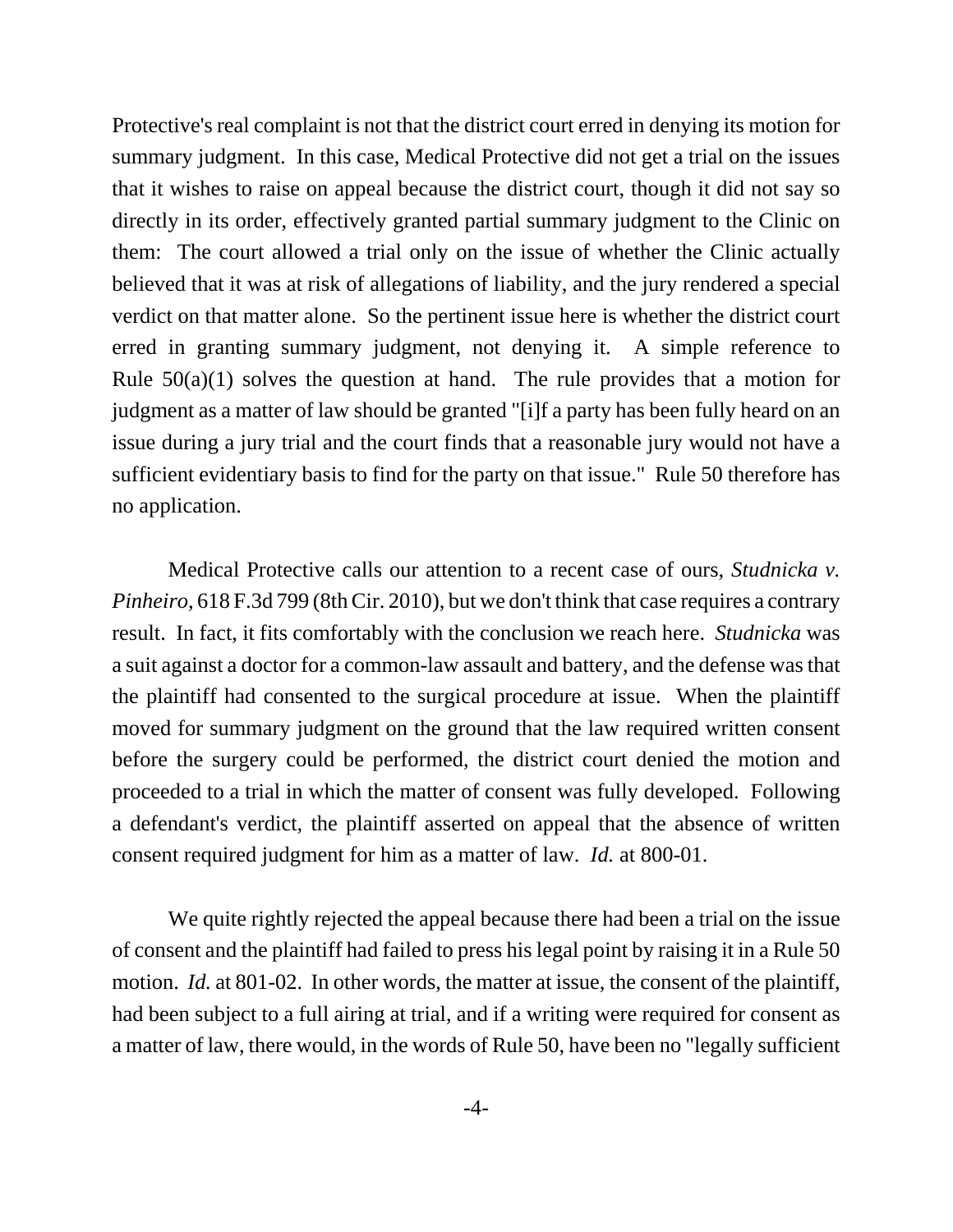Protective's real complaint is not that the district court erred in denying its motion for summary judgment. In this case, Medical Protective did not get a trial on the issues that it wishes to raise on appeal because the district court, though it did not say so directly in its order, effectively granted partial summary judgment to the Clinic on them: The court allowed a trial only on the issue of whether the Clinic actually believed that it was at risk of allegations of liability, and the jury rendered a special verdict on that matter alone. So the pertinent issue here is whether the district court erred in granting summary judgment, not denying it. A simple reference to Rule 50(a)(1) solves the question at hand. The rule provides that a motion for judgment as a matter of law should be granted "[i]f a party has been fully heard on an issue during a jury trial and the court finds that a reasonable jury would not have a sufficient evidentiary basis to find for the party on that issue." Rule 50 therefore has no application.

Medical Protective calls our attention to a recent case of ours, *Studnicka v. Pinheiro*, 618 F.3d 799 (8th Cir. 2010), but we don't think that case requires a contrary result. In fact, it fits comfortably with the conclusion we reach here. *Studnicka* was a suit against a doctor for a common-law assault and battery, and the defense was that the plaintiff had consented to the surgical procedure at issue. When the plaintiff moved for summary judgment on the ground that the law required written consent before the surgery could be performed, the district court denied the motion and proceeded to a trial in which the matter of consent was fully developed. Following a defendant's verdict, the plaintiff asserted on appeal that the absence of written consent required judgment for him as a matter of law. *Id.* at 800-01.

We quite rightly rejected the appeal because there had been a trial on the issue of consent and the plaintiff had failed to press his legal point by raising it in a Rule 50 motion. *Id.* at 801-02. In other words, the matter at issue, the consent of the plaintiff, had been subject to a full airing at trial, and if a writing were required for consent as a matter of law, there would, in the words of Rule 50, have been no "legally sufficient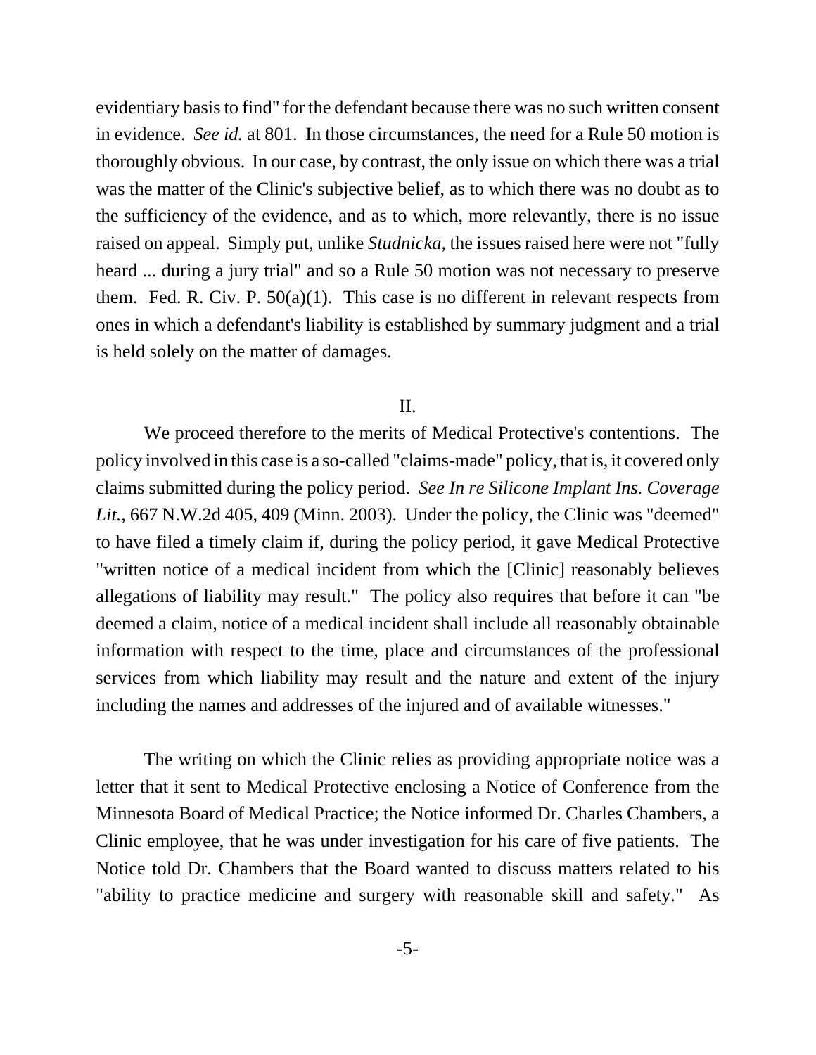evidentiary basis to find" for the defendant because there was no such written consent in evidence. *See id.* at 801. In those circumstances, the need for a Rule 50 motion is thoroughly obvious. In our case, by contrast, the only issue on which there was a trial was the matter of the Clinic's subjective belief, as to which there was no doubt as to the sufficiency of the evidence, and as to which, more relevantly, there is no issue raised on appeal. Simply put, unlike *Studnicka*, the issues raised here were not "fully heard ... during a jury trial" and so a Rule 50 motion was not necessary to preserve them. Fed. R. Civ. P. 50(a)(1). This case is no different in relevant respects from ones in which a defendant's liability is established by summary judgment and a trial is held solely on the matter of damages.

## II.

We proceed therefore to the merits of Medical Protective's contentions. The policy involved in this case is a so-called "claims-made" policy, that is, it covered only claims submitted during the policy period. *See In re Silicone Implant Ins. Coverage Lit.*, 667 N.W.2d 405, 409 (Minn. 2003). Under the policy, the Clinic was "deemed" to have filed a timely claim if, during the policy period, it gave Medical Protective "written notice of a medical incident from which the [Clinic] reasonably believes allegations of liability may result." The policy also requires that before it can "be deemed a claim, notice of a medical incident shall include all reasonably obtainable information with respect to the time, place and circumstances of the professional services from which liability may result and the nature and extent of the injury including the names and addresses of the injured and of available witnesses."

The writing on which the Clinic relies as providing appropriate notice was a letter that it sent to Medical Protective enclosing a Notice of Conference from the Minnesota Board of Medical Practice; the Notice informed Dr. Charles Chambers, a Clinic employee, that he was under investigation for his care of five patients. The Notice told Dr. Chambers that the Board wanted to discuss matters related to his "ability to practice medicine and surgery with reasonable skill and safety." As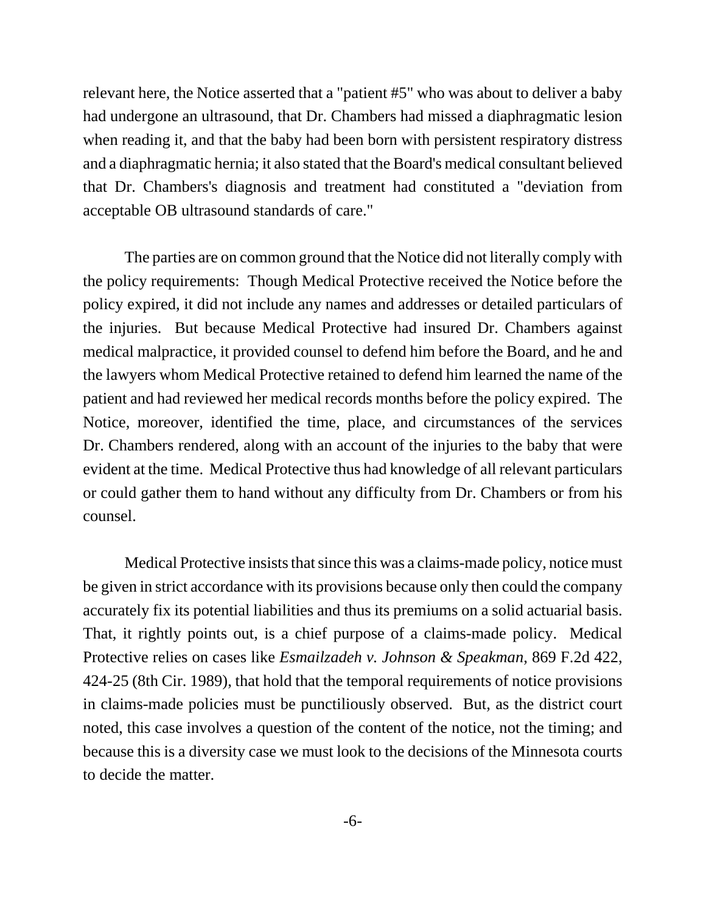relevant here, the Notice asserted that a "patient #5" who was about to deliver a baby had undergone an ultrasound, that Dr. Chambers had missed a diaphragmatic lesion when reading it, and that the baby had been born with persistent respiratory distress and a diaphragmatic hernia; it also stated that the Board's medical consultant believed that Dr. Chambers's diagnosis and treatment had constituted a "deviation from acceptable OB ultrasound standards of care."

The parties are on common ground that the Notice did not literally comply with the policy requirements: Though Medical Protective received the Notice before the policy expired, it did not include any names and addresses or detailed particulars of the injuries. But because Medical Protective had insured Dr. Chambers against medical malpractice, it provided counsel to defend him before the Board, and he and the lawyers whom Medical Protective retained to defend him learned the name of the patient and had reviewed her medical records months before the policy expired. The Notice, moreover, identified the time, place, and circumstances of the services Dr. Chambers rendered, along with an account of the injuries to the baby that were evident at the time. Medical Protective thus had knowledge of all relevant particulars or could gather them to hand without any difficulty from Dr. Chambers or from his counsel.

Medical Protective insists that since this was a claims-made policy, notice must be given in strict accordance with its provisions because only then could the company accurately fix its potential liabilities and thus its premiums on a solid actuarial basis. That, it rightly points out, is a chief purpose of a claims-made policy. Medical Protective relies on cases like *Esmailzadeh v. Johnson & Speakman*, 869 F.2d 422, 424-25 (8th Cir. 1989), that hold that the temporal requirements of notice provisions in claims-made policies must be punctiliously observed. But, as the district court noted, this case involves a question of the content of the notice, not the timing; and because this is a diversity case we must look to the decisions of the Minnesota courts to decide the matter.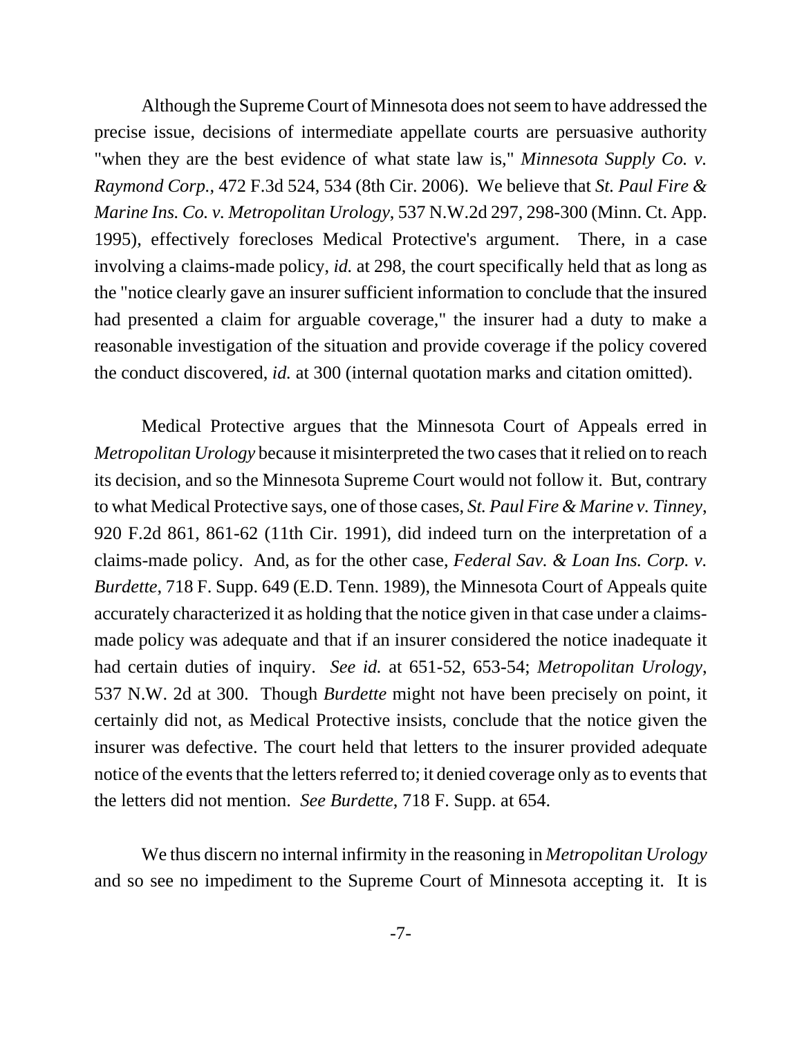Although the Supreme Court of Minnesota does not seem to have addressed the precise issue, decisions of intermediate appellate courts are persuasive authority "when they are the best evidence of what state law is," *Minnesota Supply Co. v. Raymond Corp.*, 472 F.3d 524, 534 (8th Cir. 2006). We believe that *St. Paul Fire & Marine Ins. Co. v. Metropolitan Urology*, 537 N.W.2d 297, 298-300 (Minn. Ct. App. 1995), effectively forecloses Medical Protective's argument. There, in a case involving a claims-made policy, *id.* at 298, the court specifically held that as long as the "notice clearly gave an insurer sufficient information to conclude that the insured had presented a claim for arguable coverage," the insurer had a duty to make a reasonable investigation of the situation and provide coverage if the policy covered the conduct discovered, *id.* at 300 (internal quotation marks and citation omitted).

Medical Protective argues that the Minnesota Court of Appeals erred in *Metropolitan Urology* because it misinterpreted the two cases that it relied on to reach its decision, and so the Minnesota Supreme Court would not follow it. But, contrary to what Medical Protective says, one of those cases, *St. Paul Fire & Marine v. Tinney*, 920 F.2d 861, 861-62 (11th Cir. 1991), did indeed turn on the interpretation of a claims-made policy. And, as for the other case, *Federal Sav. & Loan Ins. Corp. v. Burdette*, 718 F. Supp. 649 (E.D. Tenn. 1989), the Minnesota Court of Appeals quite accurately characterized it as holding that the notice given in that case under a claims-made policy was adequate and that if an insurer considered the notice inadequate it had certain duties of inquiry. *See id.* at 651-52, 653-54; *Metropolitan Urology*, 537 N.W. 2d at 300. Though *Burdette* might not have been precisely on point, it certainly did not, as Medical Protective insists, conclude that the notice given the insurer was defective. The court held that letters to the insurer provided adequate notice of the events that the letters referred to; it denied coverage only as to events that the letters did not mention. *See Burdette*, 718 F. Supp. at 654.

We thus discern no internal infirmity in the reasoning in *Metropolitan Urology* and so see no impediment to the Supreme Court of Minnesota accepting it. It is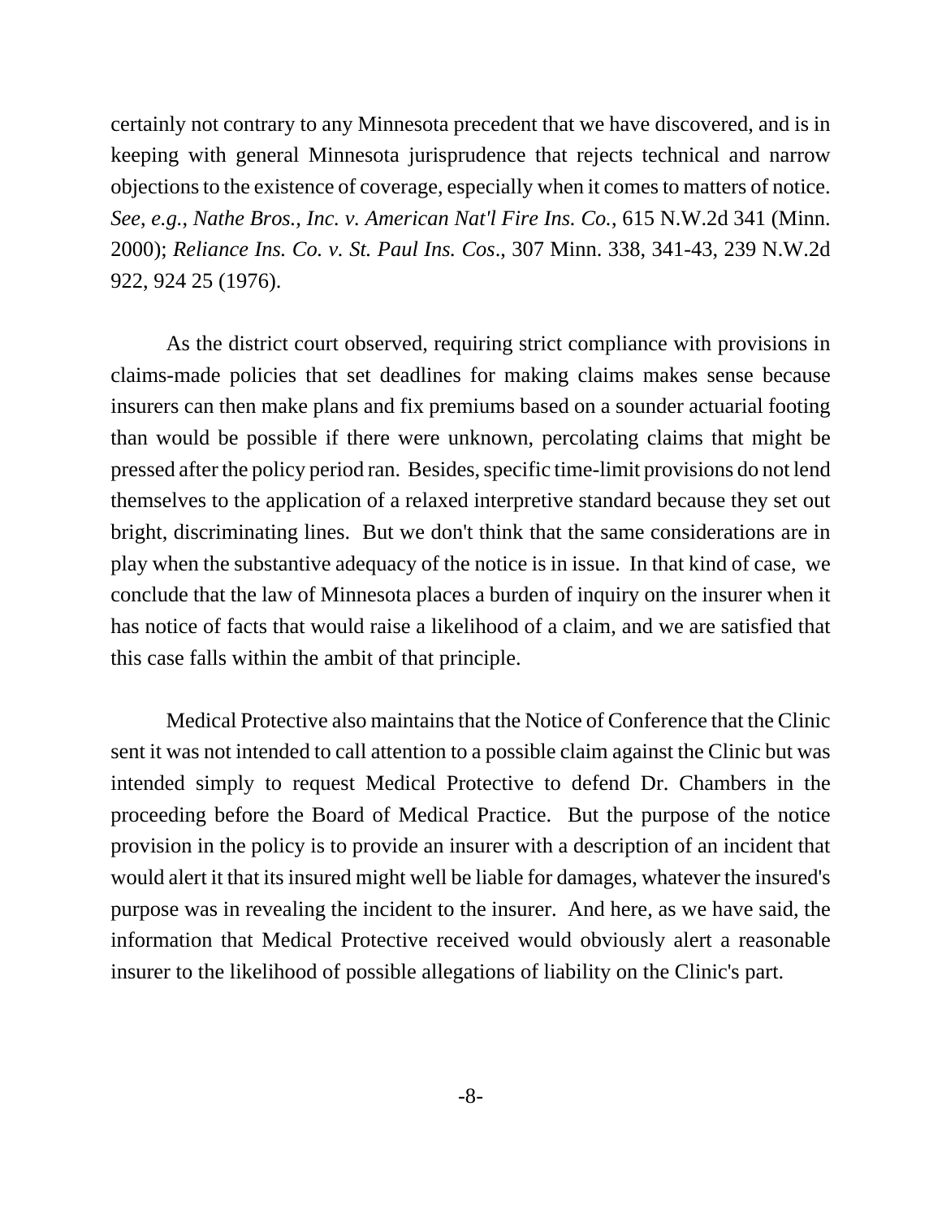certainly not contrary to any Minnesota precedent that we have discovered, and is in keeping with general Minnesota jurisprudence that rejects technical and narrow objections to the existence of coverage, especially when it comes to matters of notice. *See*, *e.g.*, *Nathe Bros., Inc. v. American Nat'l Fire Ins. Co.*, 615 N.W.2d 341 (Minn. 2000); *Reliance Ins. Co. v. St. Paul Ins. Cos*., 307 Minn. 338, 341-43, 239 N.W.2d 922, 924 25 (1976).

As the district court observed, requiring strict compliance with provisions in claims-made policies that set deadlines for making claims makes sense because insurers can then make plans and fix premiums based on a sounder actuarial footing than would be possible if there were unknown, percolating claims that might be pressed after the policy period ran. Besides, specific time-limit provisions do not lend themselves to the application of a relaxed interpretive standard because they set out bright, discriminating lines. But we don't think that the same considerations are in play when the substantive adequacy of the notice is in issue. In that kind of case, we conclude that the law of Minnesota places a burden of inquiry on the insurer when it has notice of facts that would raise a likelihood of a claim, and we are satisfied that this case falls within the ambit of that principle.

Medical Protective also maintains that the Notice of Conference that the Clinic sent it was not intended to call attention to a possible claim against the Clinic but was intended simply to request Medical Protective to defend Dr. Chambers in the proceeding before the Board of Medical Practice. But the purpose of the notice provision in the policy is to provide an insurer with a description of an incident that would alert it that its insured might well be liable for damages, whatever the insured's purpose was in revealing the incident to the insurer. And here, as we have said, the information that Medical Protective received would obviously alert a reasonable insurer to the likelihood of possible allegations of liability on the Clinic's part.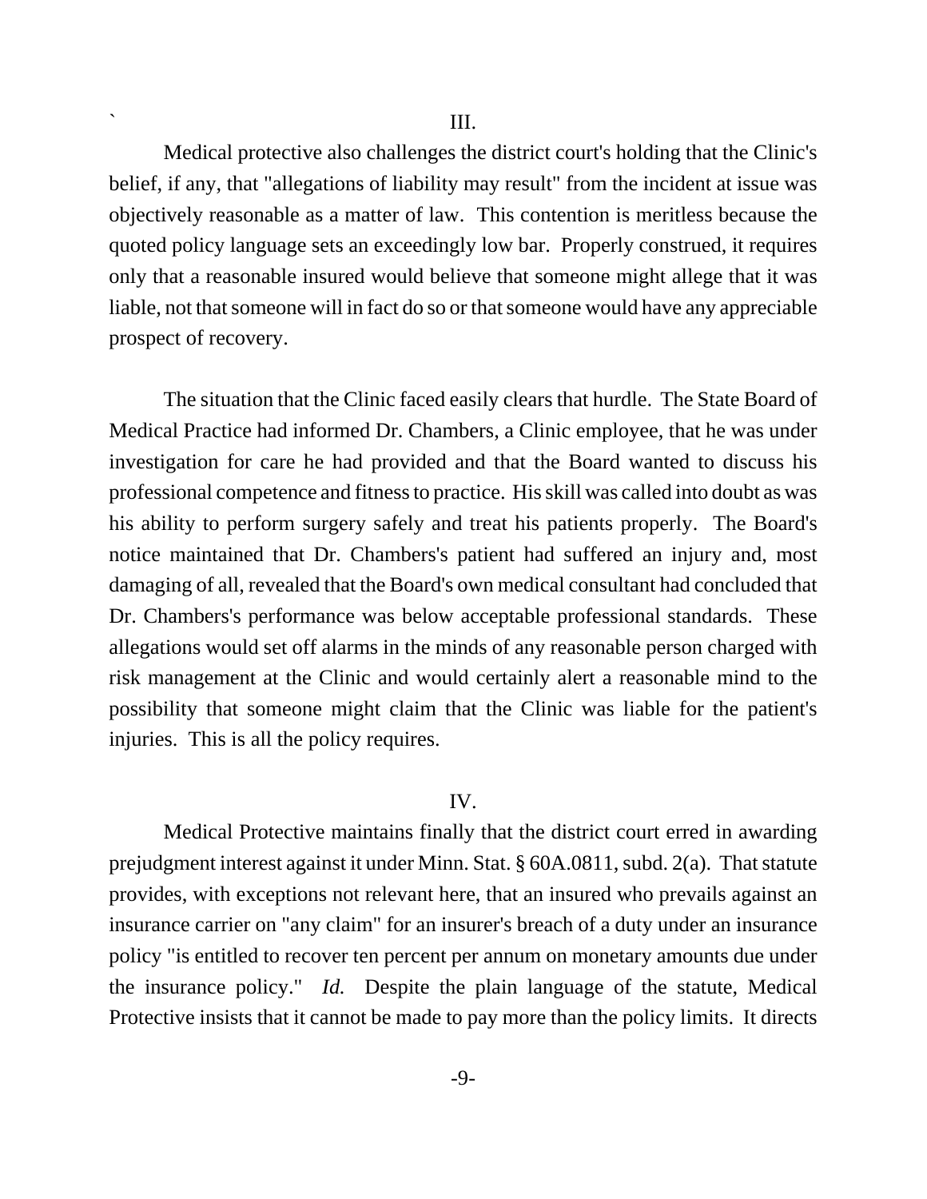III.

Medical protective also challenges the district court's holding that the Clinic's belief, if any, that "allegations of liability may result" from the incident at issue was objectively reasonable as a matter of law. This contention is meritless because the quoted policy language sets an exceedingly low bar. Properly construed, it requires only that a reasonable insured would believe that someone might allege that it was liable, not that someone will in fact do so or that someone would have any appreciable prospect of recovery.

The situation that the Clinic faced easily clears that hurdle. The State Board of Medical Practice had informed Dr. Chambers, a Clinic employee, that he was under investigation for care he had provided and that the Board wanted to discuss his professional competence and fitness to practice. His skill was called into doubt as was his ability to perform surgery safely and treat his patients properly. The Board's notice maintained that Dr. Chambers's patient had suffered an injury and, most damaging of all, revealed that the Board's own medical consultant had concluded that Dr. Chambers's performance was below acceptable professional standards. These allegations would set off alarms in the minds of any reasonable person charged with risk management at the Clinic and would certainly alert a reasonable mind to the possibility that someone might claim that the Clinic was liable for the patient's injuries. This is all the policy requires.

IV.

Medical Protective maintains finally that the district court erred in awarding prejudgment interest against it under Minn. Stat. § 60A.0811, subd. 2(a). That statute provides, with exceptions not relevant here, that an insured who prevails against an insurance carrier on "any claim" for an insurer's breach of a duty under an insurance policy "is entitled to recover ten percent per annum on monetary amounts due under the insurance policy." *Id.* Despite the plain language of the statute, Medical Protective insists that it cannot be made to pay more than the policy limits. It directs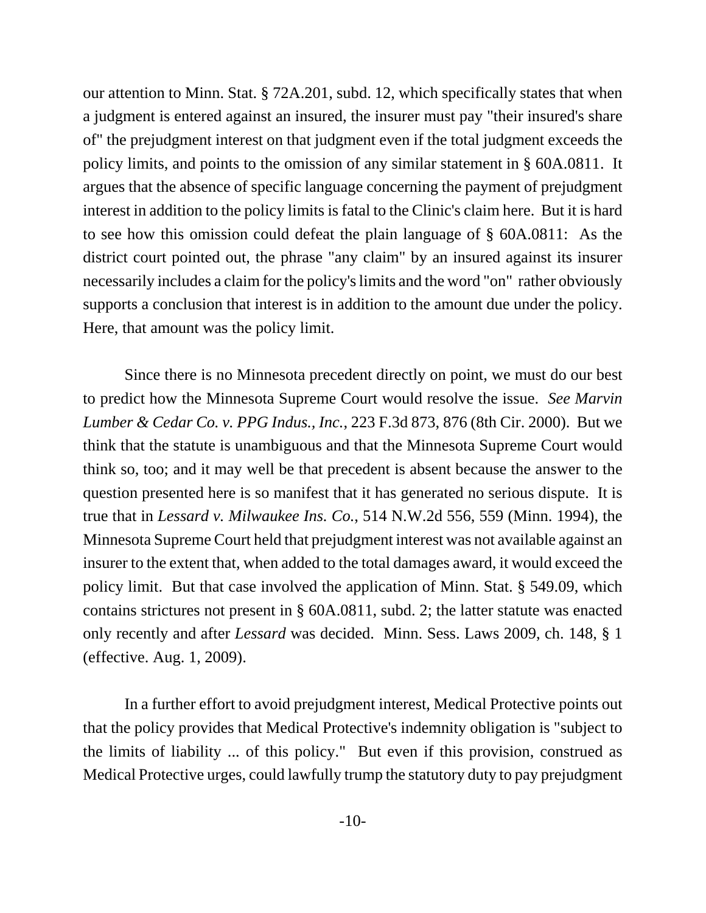our attention to Minn. Stat. § 72A.201, subd. 12, which specifically states that when a judgment is entered against an insured, the insurer must pay "their insured's share of" the prejudgment interest on that judgment even if the total judgment exceeds the policy limits, and points to the omission of any similar statement in § 60A.0811. It argues that the absence of specific language concerning the payment of prejudgment interest in addition to the policy limits is fatal to the Clinic's claim here. But it is hard to see how this omission could defeat the plain language of § 60A.0811: As the district court pointed out, the phrase "any claim" by an insured against its insurer necessarily includes a claim for the policy's limits and the word "on" rather obviously supports a conclusion that interest is in addition to the amount due under the policy. Here, that amount was the policy limit.

Since there is no Minnesota precedent directly on point, we must do our best to predict how the Minnesota Supreme Court would resolve the issue. *See Marvin Lumber & Cedar Co. v. PPG Indus., Inc.*, 223 F.3d 873, 876 (8th Cir. 2000). But we think that the statute is unambiguous and that the Minnesota Supreme Court would think so, too; and it may well be that precedent is absent because the answer to the question presented here is so manifest that it has generated no serious dispute. It is true that in *Lessard v. Milwaukee Ins. Co.*, 514 N.W.2d 556, 559 (Minn. 1994), the Minnesota Supreme Court held that prejudgment interest was not available against an insurer to the extent that, when added to the total damages award, it would exceed the policy limit. But that case involved the application of Minn. Stat. § 549.09, which contains strictures not present in § 60A.0811, subd. 2; the latter statute was enacted only recently and after *Lessard* was decided. Minn. Sess. Laws 2009, ch. 148, § 1 (effective. Aug. 1, 2009).

In a further effort to avoid prejudgment interest, Medical Protective points out that the policy provides that Medical Protective's indemnity obligation is "subject to the limits of liability ... of this policy." But even if this provision, construed as Medical Protective urges, could lawfully trump the statutory duty to pay prejudgment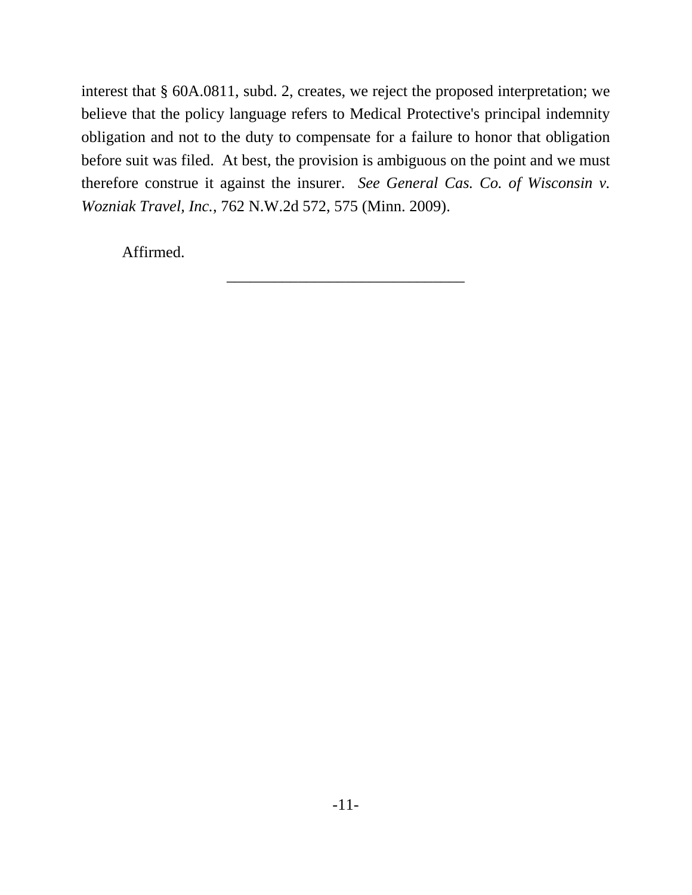interest that § 60A.0811, subd. 2, creates, we reject the proposed interpretation; we believe that the policy language refers to Medical Protective's principal indemnity obligation and not to the duty to compensate for a failure to honor that obligation before suit was filed. At best, the provision is ambiguous on the point and we must therefore construe it against the insurer. *See General Cas. Co. of Wisconsin v. Wozniak Travel, Inc.*, 762 N.W.2d 572, 575 (Minn. 2009).

Affirmed.

______________________________